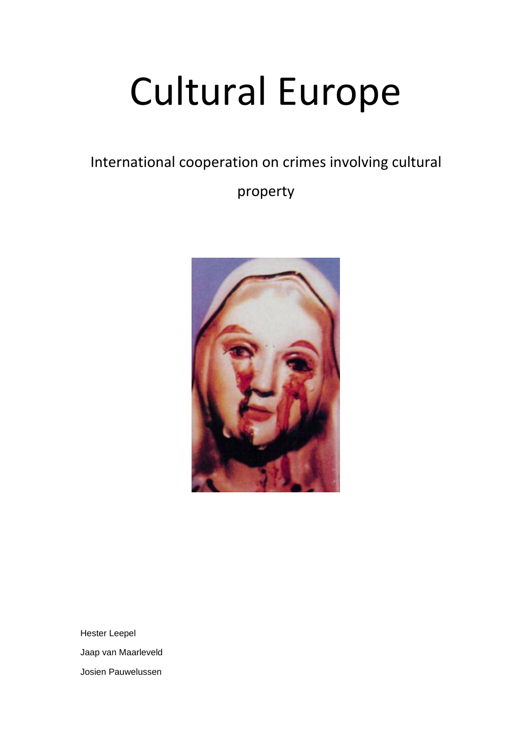# Cultural Europe

International cooperation on crimes involving cultural property

Hester Leepel

Jaap van Maarleveld

Josien Pauwelussen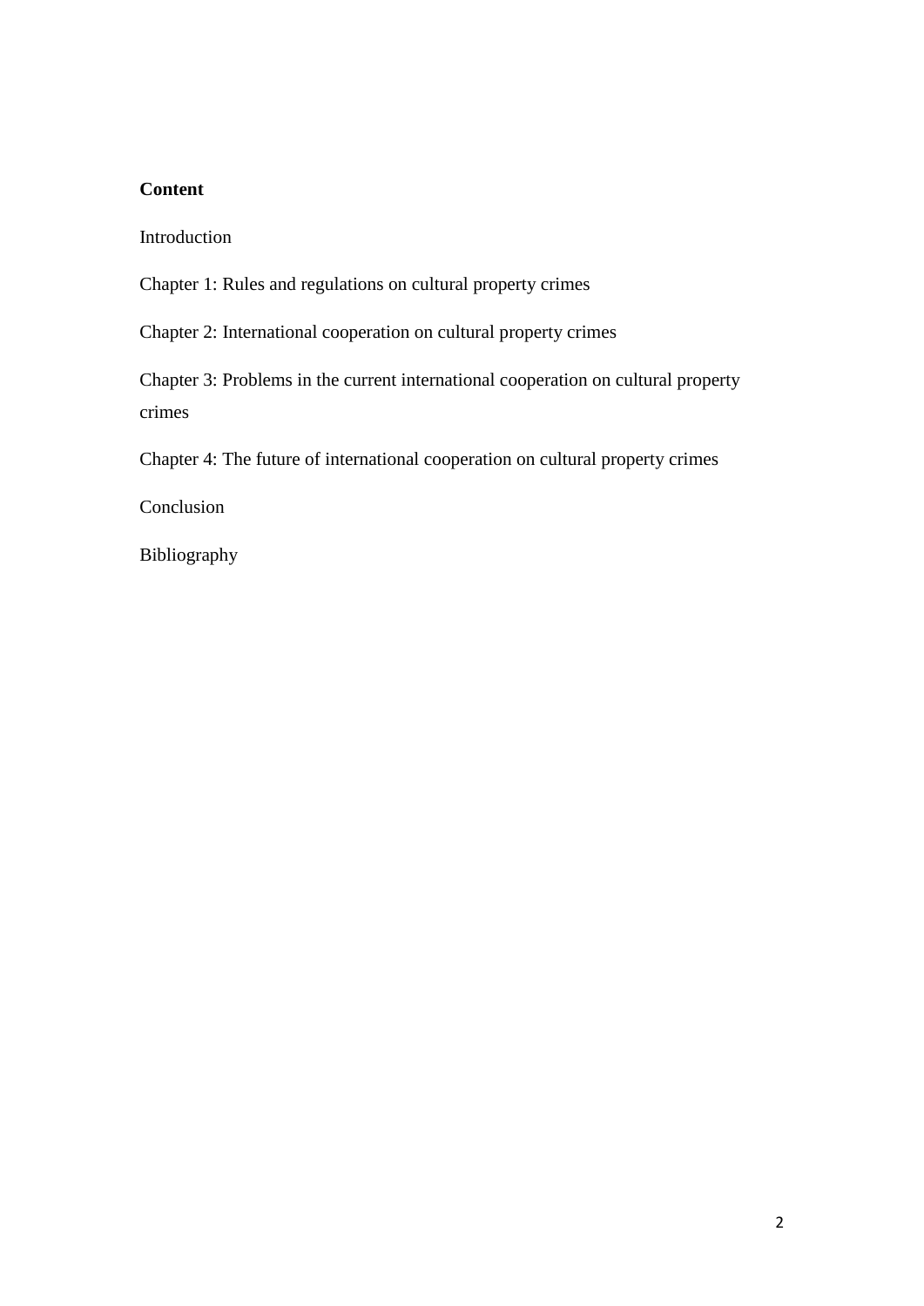**Content**

Introduction

Chapter 1: Rules and regulations on cultural property crimes

Chapter 2: International cooperation on cultural property crimes

Chapter 3: Problems in the current international cooperation on cultural property crimes

Chapter 4: The future of international cooperation on cultural property crimes

Conclusion

Bibliography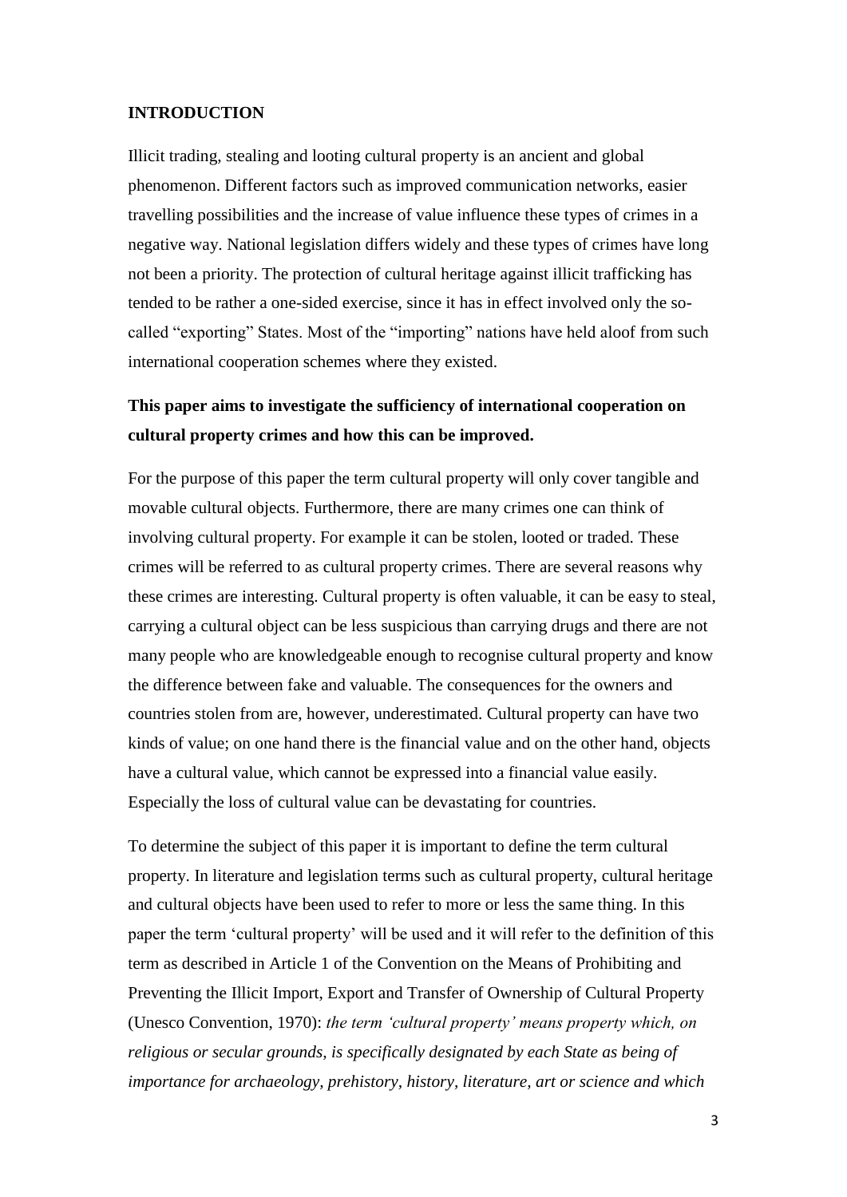## INTRODUCTION

Illicit trading, stealing and looting cultural property is an ancient and global phenomenon. Different factors such as improved communication networks, easier travelling possibilities and the increase of value influence these types of crimes in a negative way. National legislation differs widely and these types of crimes have long not been a priority. The protection of cultural heritage against illicit trafficking has tended to be rather a one-sided exercise, since it has in effect involved only the so-called "exporting" States. Most of the "importing" nations have held aloof from such international cooperation schemes where they existed.

**This paper aims to investigate the sufficiency of international cooperation on cultural property crimes and how this can be improved.**

For the purpose of this paper the term cultural property will only cover tangible and movable cultural objects. Furthermore, there are many crimes one can think of involving cultural property. For example it can be stolen, looted or traded. These crimes will be referred to as cultural property crimes. There are several reasons why these crimes are interesting. Cultural property is often valuable, it can be easy to steal, carrying a cultural object can be less suspicious than carrying drugs and there are not many people who are knowledgeable enough to recognise cultural property and know the difference between fake and valuable. The consequences for the owners and countries stolen from are, however, underestimated. Cultural property can have two kinds of value; on one hand there is the financial value and on the other hand, objects have a cultural value, which cannot be expressed into a financial value easily. Especially the loss of cultural value can be devastating for countries.

To determine the subject of this paper it is important to define the term cultural property. In literature and legislation terms such as cultural property, cultural heritage and cultural objects have been used to refer to more or less the same thing. In this paper the term 'cultural property' will be used and it will refer to the definition of this term as described in Article 1 of the Convention on the Means of Prohibiting and Preventing the Illicit Import, Export and Transfer of Ownership of Cultural Property (Unesco Convention, 1970): *the term 'cultural property' means property which, on religious or secular grounds, is specifically designated by each State as being of importance for archaeology, prehistory, history, literature, art or science and which*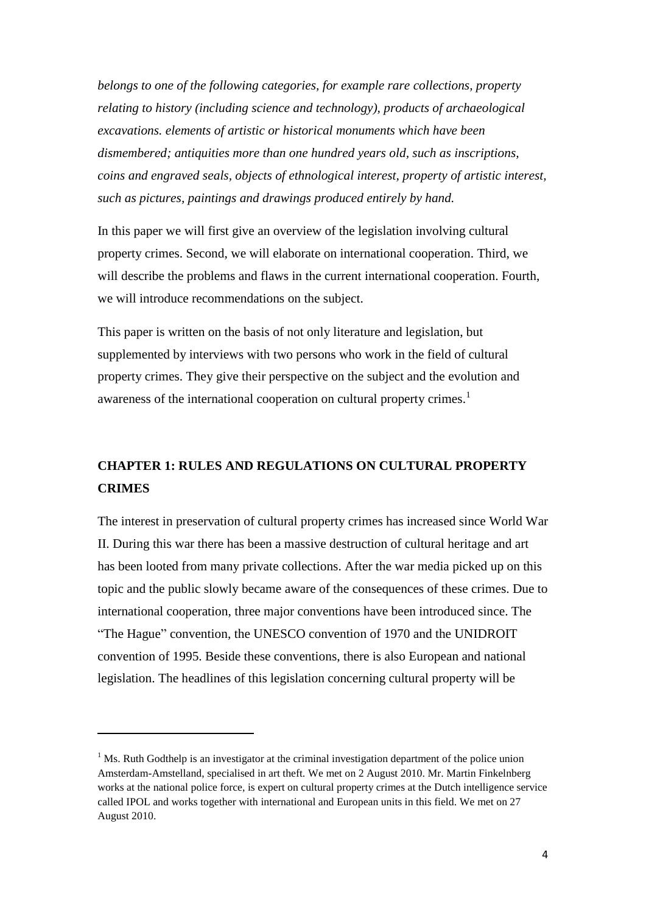*belongs to one of the following categories, for example rare collections, property relating to history (including science and technology), products of archaeological excavations. elements of artistic or historical monuments which have been dismembered; antiquities more than one hundred years old, such as inscriptions, coins and engraved seals, objects of ethnological interest, property of artistic interest, such as pictures, paintings and drawings produced entirely by hand.*

In this paper we will first give an overview of the legislation involving cultural property crimes. Second, we will elaborate on international cooperation. Third, we will describe the problems and flaws in the current international cooperation. Fourth, we will introduce recommendations on the subject.

This paper is written on the basis of not only literature and legislation, but supplemented by interviews with two persons who work in the field of cultural property crimes. They give their perspective on the subject and the evolution and awareness of the international cooperation on cultural property crimes.[1]

## CHAPTER 1: RULES AND REGULATIONS ON CULTURAL PROPERTY CRIMES

The interest in preservation of cultural property crimes has increased since World War II. During this war there has been a massive destruction of cultural heritage and art has been looted from many private collections. After the war media picked up on this topic and the public slowly became aware of the consequences of these crimes. Due to international cooperation, three major conventions have been introduced since. The "The Hague" convention, the UNESCO convention of 1970 and the UNIDROIT convention of 1995. Beside these conventions, there is also European and national legislation. The headlines of this legislation concerning cultural property will be

---

[1] Ms. Ruth Godthelp is an investigator at the criminal investigation department of the police union Amsterdam-Amstelland, specialised in art theft. We met on 2 August 2010. Mr. Martin Finkelnberg works at the national police force, is expert on cultural property crimes at the Dutch intelligence service called IPOL and works together with international and European units in this field. We met on 27 August 2010.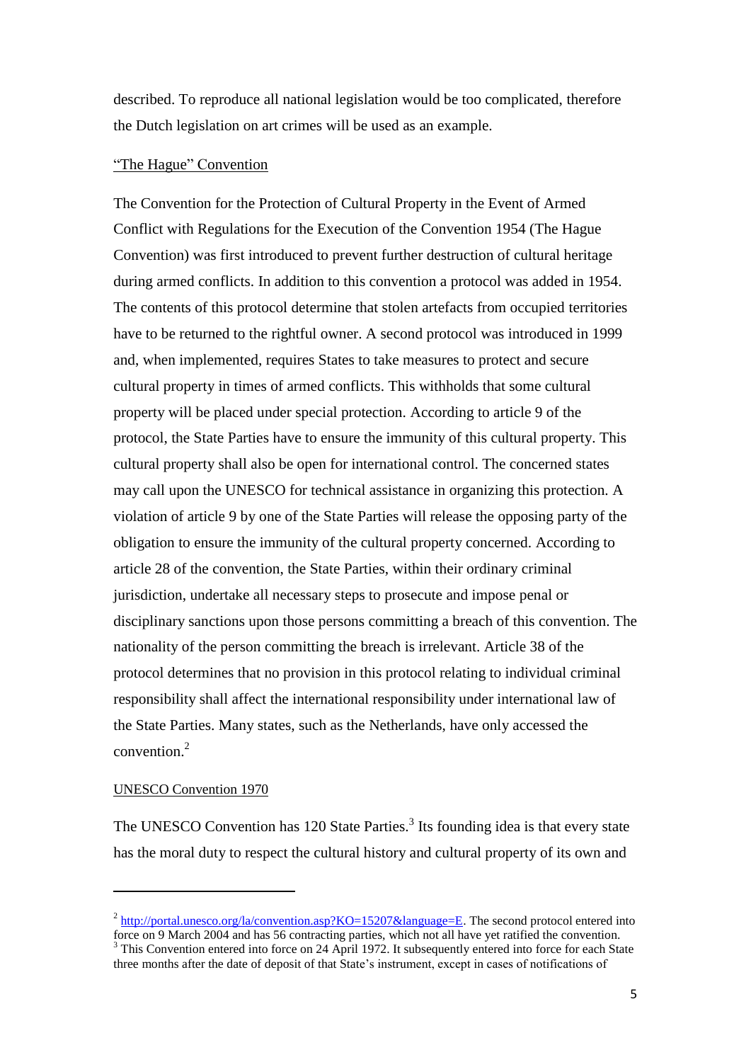described. To reproduce all national legislation would be too complicated, therefore the Dutch legislation on art crimes will be used as an example.

"The Hague" Convention

The Convention for the Protection of Cultural Property in the Event of Armed Conflict with Regulations for the Execution of the Convention 1954 (The Hague Convention) was first introduced to prevent further destruction of cultural heritage during armed conflicts. In addition to this convention a protocol was added in 1954. The contents of this protocol determine that stolen artefacts from occupied territories have to be returned to the rightful owner. A second protocol was introduced in 1999 and, when implemented, requires States to take measures to protect and secure cultural property in times of armed conflicts. This withholds that some cultural property will be placed under special protection. According to article 9 of the protocol, the State Parties have to ensure the immunity of this cultural property. This cultural property shall also be open for international control. The concerned states may call upon the UNESCO for technical assistance in organizing this protection. A violation of article 9 by one of the State Parties will release the opposing party of the obligation to ensure the immunity of the cultural property concerned. According to article 28 of the convention, the State Parties, within their ordinary criminal jurisdiction, undertake all necessary steps to prosecute and impose penal or disciplinary sanctions upon those persons committing a breach of this convention. The nationality of the person committing the breach is irrelevant. Article 38 of the protocol determines that no provision in this protocol relating to individual criminal responsibility shall affect the international responsibility under international law of the State Parties. Many states, such as the Netherlands, have only accessed the convention.[2]

UNESCO Convention 1970

The UNESCO Convention has 120 State Parties.[3] Its founding idea is that every state has the moral duty to respect the cultural history and cultural property of its own and

---

[2] http://portal.unesco.org/la/convention.asp?KO=15207&language=E. The second protocol entered into force on 9 March 2004 and has 56 contracting parties, which not all have yet ratified the convention.

[3] This Convention entered into force on 24 April 1972. It subsequently entered into force for each State three months after the date of deposit of that State's instrument, except in cases of notifications of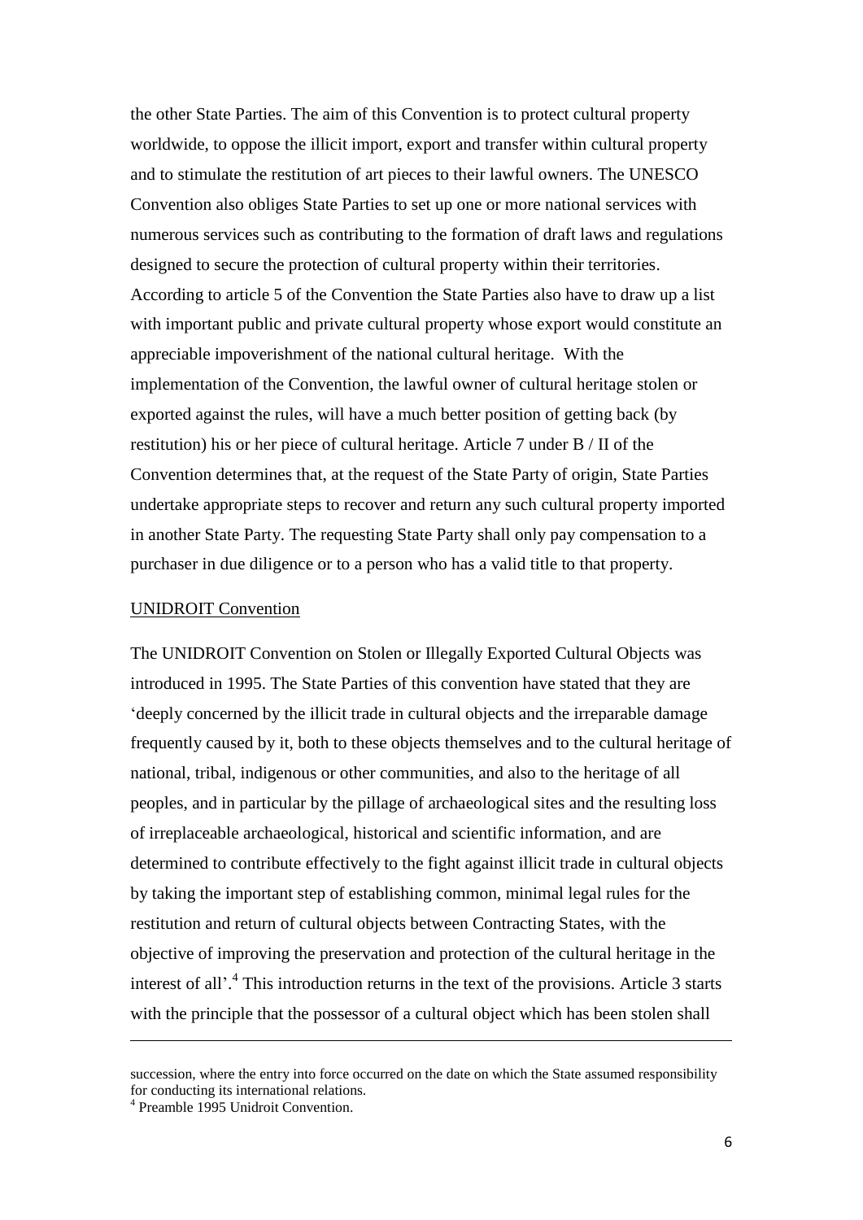the other State Parties. The aim of this Convention is to protect cultural property worldwide, to oppose the illicit import, export and transfer within cultural property and to stimulate the restitution of art pieces to their lawful owners. The UNESCO Convention also obliges State Parties to set up one or more national services with numerous services such as contributing to the formation of draft laws and regulations designed to secure the protection of cultural property within their territories. According to article 5 of the Convention the State Parties also have to draw up a list with important public and private cultural property whose export would constitute an appreciable impoverishment of the national cultural heritage. With the implementation of the Convention, the lawful owner of cultural heritage stolen or exported against the rules, will have a much better position of getting back (by restitution) his or her piece of cultural heritage. Article 7 under B / II of the Convention determines that, at the request of the State Party of origin, State Parties undertake appropriate steps to recover and return any such cultural property imported in another State Party. The requesting State Party shall only pay compensation to a purchaser in due diligence or to a person who has a valid title to that property.

<u>UNIDROIT Convention</u>

The UNIDROIT Convention on Stolen or Illegally Exported Cultural Objects was introduced in 1995. The State Parties of this convention have stated that they are 'deeply concerned by the illicit trade in cultural objects and the irreparable damage frequently caused by it, both to these objects themselves and to the cultural heritage of national, tribal, indigenous or other communities, and also to the heritage of all peoples, and in particular by the pillage of archaeological sites and the resulting loss of irreplaceable archaeological, historical and scientific information, and are determined to contribute effectively to the fight against illicit trade in cultural objects by taking the important step of establishing common, minimal legal rules for the restitution and return of cultural objects between Contracting States, with the objective of improving the preservation and protection of the cultural heritage in the interest of all'.[4] This introduction returns in the text of the provisions. Article 3 starts with the principle that the possessor of a cultural object which has been stolen shall

---

succession, where the entry into force occurred on the date on which the State assumed responsibility for conducting its international relations.

[4] Preamble 1995 Unidroit Convention.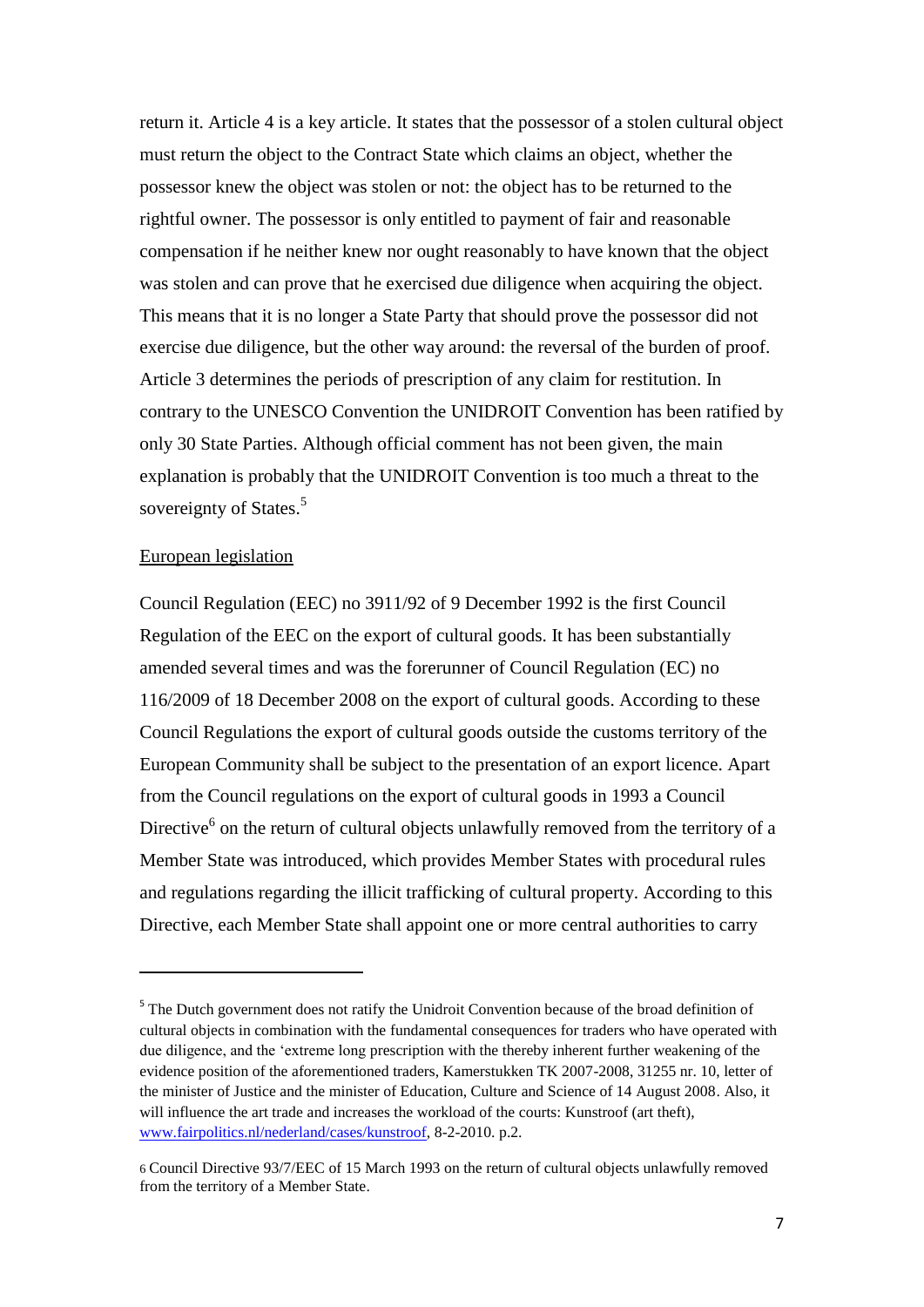return it. Article 4 is a key article. It states that the possessor of a stolen cultural object must return the object to the Contract State which claims an object, whether the possessor knew the object was stolen or not: the object has to be returned to the rightful owner. The possessor is only entitled to payment of fair and reasonable compensation if he neither knew nor ought reasonably to have known that the object was stolen and can prove that he exercised due diligence when acquiring the object. This means that it is no longer a State Party that should prove the possessor did not exercise due diligence, but the other way around: the reversal of the burden of proof. Article 3 determines the periods of prescription of any claim for restitution. In contrary to the UNESCO Convention the UNIDROIT Convention has been ratified by only 30 State Parties. Although official comment has not been given, the main explanation is probably that the UNIDROIT Convention is too much a threat to the sovereignty of States.[5]

European legislation

Council Regulation (EEC) no 3911/92 of 9 December 1992 is the first Council Regulation of the EEC on the export of cultural goods. It has been substantially amended several times and was the forerunner of Council Regulation (EC) no 116/2009 of 18 December 2008 on the export of cultural goods. According to these Council Regulations the export of cultural goods outside the customs territory of the European Community shall be subject to the presentation of an export licence. Apart from the Council regulations on the export of cultural goods in 1993 a Council Directive[6] on the return of cultural objects unlawfully removed from the territory of a Member State was introduced, which provides Member States with procedural rules and regulations regarding the illicit trafficking of cultural property. According to this Directive, each Member State shall appoint one or more central authorities to carry

---

[5] The Dutch government does not ratify the Unidroit Convention because of the broad definition of cultural objects in combination with the fundamental consequences for traders who have operated with due diligence, and the 'extreme long prescription with the thereby inherent further weakening of the evidence position of the aforementioned traders, Kamerstukken TK 2007-2008, 31255 nr. 10, letter of the minister of Justice and the minister of Education, Culture and Science of 14 August 2008. Also, it will influence the art trade and increases the workload of the courts: Kunstroof (art theft), www.fairpolitics.nl/nederland/cases/kunstroof, 8-2-2010. p.2.

[6] Council Directive 93/7/EEC of 15 March 1993 on the return of cultural objects unlawfully removed from the territory of a Member State.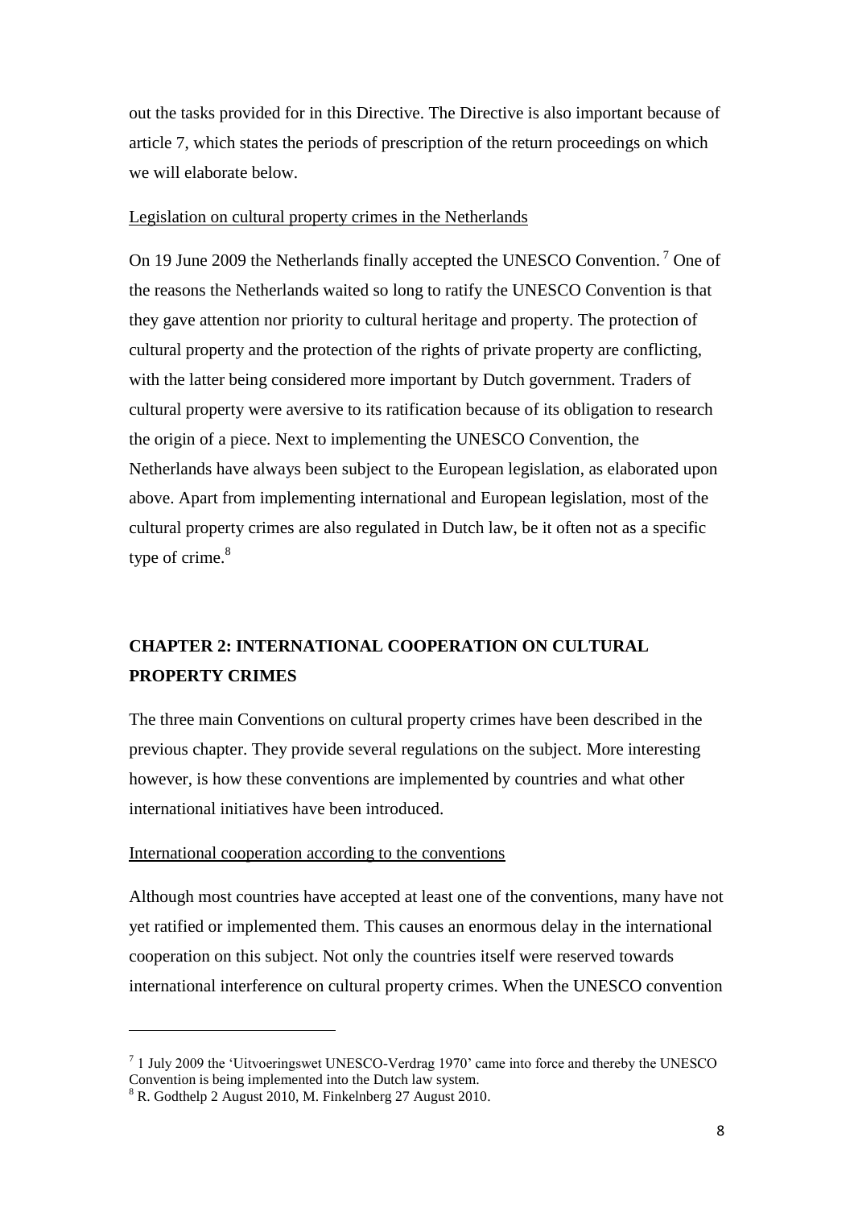out the tasks provided for in this Directive. The Directive is also important because of article 7, which states the periods of prescription of the return proceedings on which we will elaborate below.

Legislation on cultural property crimes in the Netherlands

On 19 June 2009 the Netherlands finally accepted the UNESCO Convention.[7] One of the reasons the Netherlands waited so long to ratify the UNESCO Convention is that they gave attention nor priority to cultural heritage and property. The protection of cultural property and the protection of the rights of private property are conflicting, with the latter being considered more important by Dutch government. Traders of cultural property were aversive to its ratification because of its obligation to research the origin of a piece. Next to implementing the UNESCO Convention, the Netherlands have always been subject to the European legislation, as elaborated upon above. Apart from implementing international and European legislation, most of the cultural property crimes are also regulated in Dutch law, be it often not as a specific type of crime.[8]

## CHAPTER 2: INTERNATIONAL COOPERATION ON CULTURAL PROPERTY CRIMES

The three main Conventions on cultural property crimes have been described in the previous chapter. They provide several regulations on the subject. More interesting however, is how these conventions are implemented by countries and what other international initiatives have been introduced.

International cooperation according to the conventions

Although most countries have accepted at least one of the conventions, many have not yet ratified or implemented them. This causes an enormous delay in the international cooperation on this subject. Not only the countries itself were reserved towards international interference on cultural property crimes. When the UNESCO convention

---

[7] 1 July 2009 the 'Uitvoeringswet UNESCO-Verdrag 1970' came into force and thereby the UNESCO Convention is being implemented into the Dutch law system.

[8] R. Godthelp 2 August 2010, M. Finkelnberg 27 August 2010.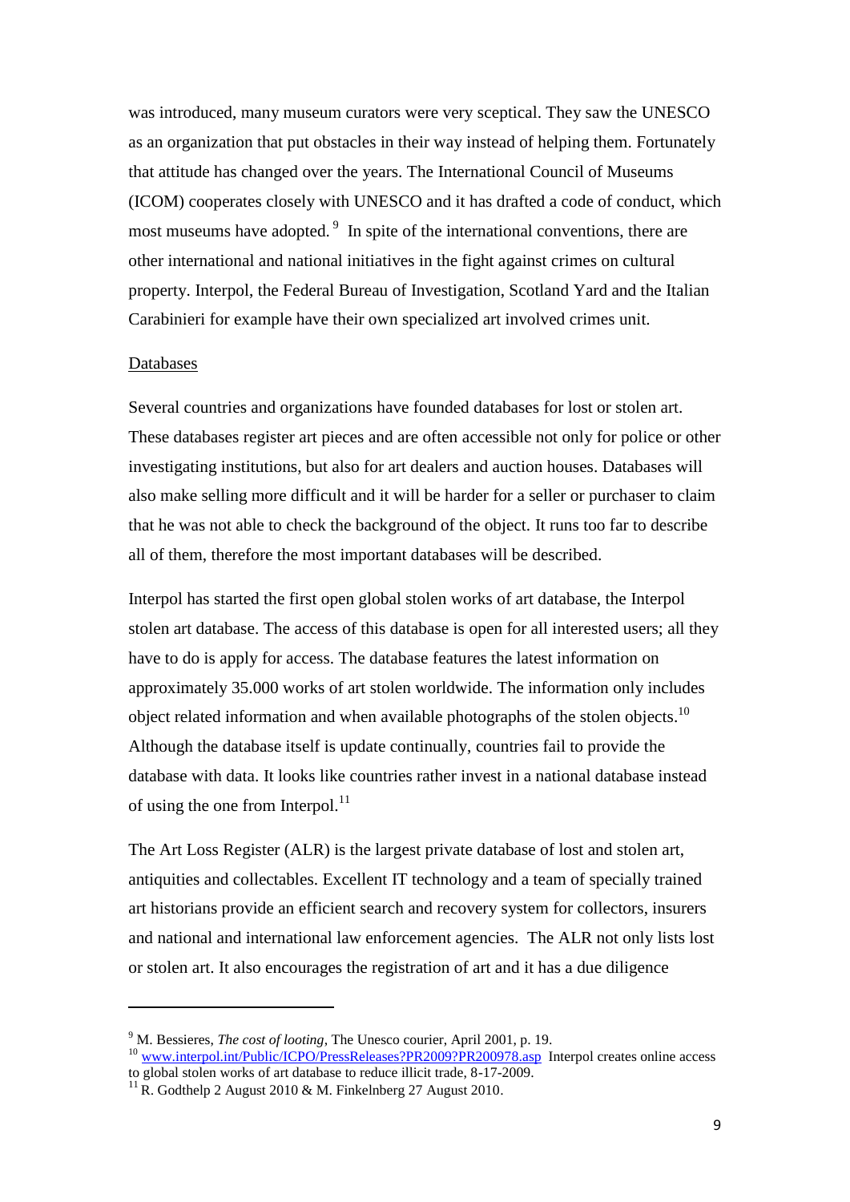was introduced, many museum curators were very sceptical. They saw the UNESCO as an organization that put obstacles in their way instead of helping them. Fortunately that attitude has changed over the years. The International Council of Museums (ICOM) cooperates closely with UNESCO and it has drafted a code of conduct, which most museums have adopted. [9] In spite of the international conventions, there are other international and national initiatives in the fight against crimes on cultural property. Interpol, the Federal Bureau of Investigation, Scotland Yard and the Italian Carabinieri for example have their own specialized art involved crimes unit.

Databases

Several countries and organizations have founded databases for lost or stolen art. These databases register art pieces and are often accessible not only for police or other investigating institutions, but also for art dealers and auction houses. Databases will also make selling more difficult and it will be harder for a seller or purchaser to claim that he was not able to check the background of the object. It runs too far to describe all of them, therefore the most important databases will be described.

Interpol has started the first open global stolen works of art database, the Interpol stolen art database. The access of this database is open for all interested users; all they have to do is apply for access. The database features the latest information on approximately 35.000 works of art stolen worldwide. The information only includes object related information and when available photographs of the stolen objects.[10] Although the database itself is update continually, countries fail to provide the database with data. It looks like countries rather invest in a national database instead of using the one from Interpol.[11]

The Art Loss Register (ALR) is the largest private database of lost and stolen art, antiquities and collectables. Excellent IT technology and a team of specially trained art historians provide an efficient search and recovery system for collectors, insurers and national and international law enforcement agencies. The ALR not only lists lost or stolen art. It also encourages the registration of art and it has a due diligence

---

[9] M. Bessieres, *The cost of looting*, The Unesco courier, April 2001, p. 19.

[10] www.interpol.int/Public/ICPO/PressReleases?PR2009?PR200978.asp Interpol creates online access to global stolen works of art database to reduce illicit trade, 8-17-2009.

[11] R. Godthelp 2 August 2010 & M. Finkelnberg 27 August 2010.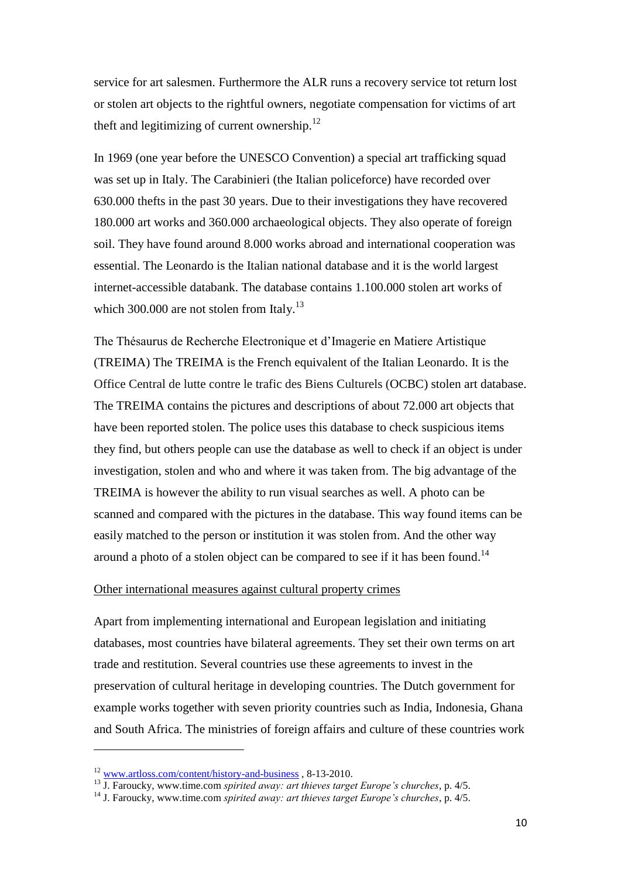service for art salesmen. Furthermore the ALR runs a recovery service tot return lost or stolen art objects to the rightful owners, negotiate compensation for victims of art theft and legitimizing of current ownership.[12]

In 1969 (one year before the UNESCO Convention) a special art trafficking squad was set up in Italy. The Carabinieri (the Italian policeforce) have recorded over 630.000 thefts in the past 30 years. Due to their investigations they have recovered 180.000 art works and 360.000 archaeological objects. They also operate of foreign soil. They have found around 8.000 works abroad and international cooperation was essential. The Leonardo is the Italian national database and it is the world largest internet-accessible databank. The database contains 1.100.000 stolen art works of which 300.000 are not stolen from Italy.[13]

The Thésaurus de Recherche Electronique et d'Imagerie en Matiere Artistique (TREIMA) The TREIMA is the French equivalent of the Italian Leonardo. It is the Office Central de lutte contre le trafic des Biens Culturels (OCBC) stolen art database. The TREIMA contains the pictures and descriptions of about 72.000 art objects that have been reported stolen. The police uses this database to check suspicious items they find, but others people can use the database as well to check if an object is under investigation, stolen and who and where it was taken from. The big advantage of the TREIMA is however the ability to run visual searches as well. A photo can be scanned and compared with the pictures in the database. This way found items can be easily matched to the person or institution it was stolen from. And the other way around a photo of a stolen object can be compared to see if it has been found.[14]

<u>Other international measures against cultural property crimes</u>

Apart from implementing international and European legislation and initiating databases, most countries have bilateral agreements. They set their own terms on art trade and restitution. Several countries use these agreements to invest in the preservation of cultural heritage in developing countries. The Dutch government for example works together with seven priority countries such as India, Indonesia, Ghana and South Africa. The ministries of foreign affairs and culture of these countries work

---

[12] www.artloss.com/content/history-and-business , 8-13-2010.

[13] J. Faroucky, www.time.com *spirited away: art thieves target Europe's churches*, p. 4/5.

[14] J. Faroucky, www.time.com *spirited away: art thieves target Europe's churches*, p. 4/5.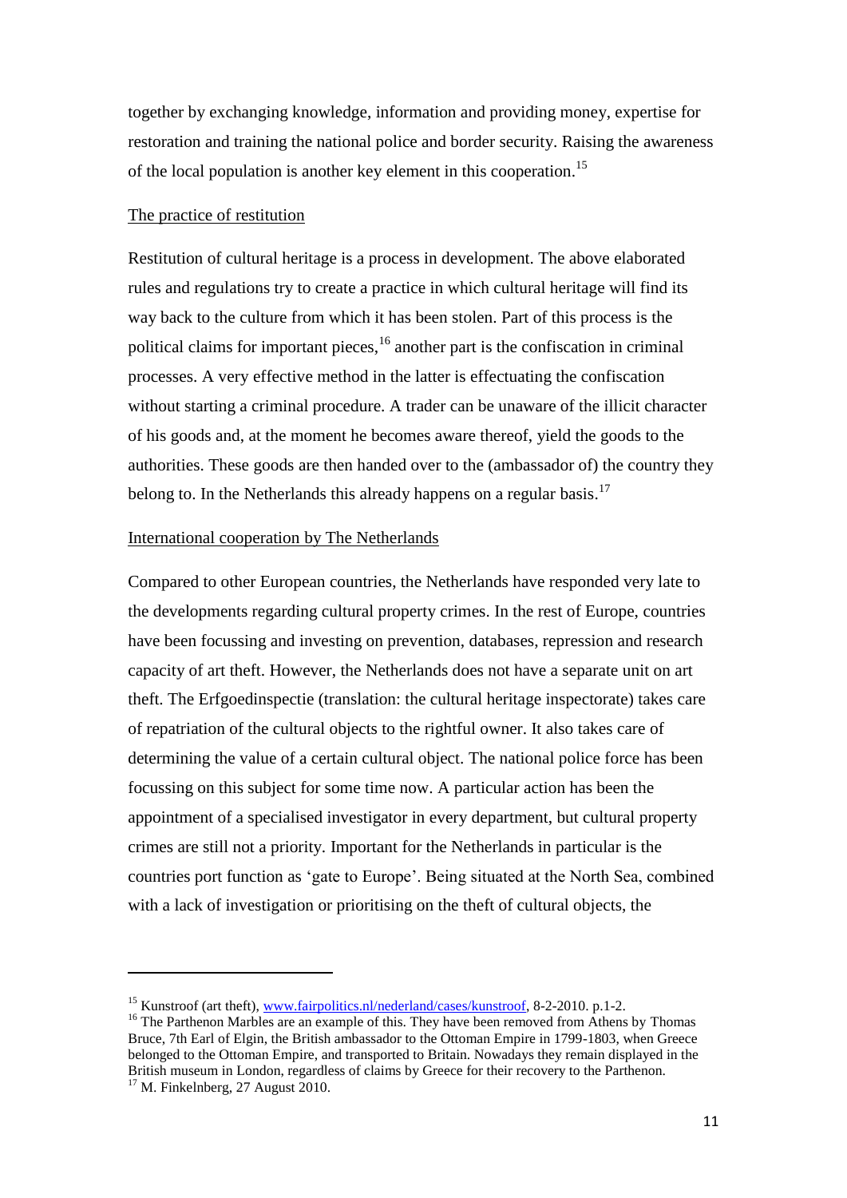together by exchanging knowledge, information and providing money, expertise for restoration and training the national police and border security. Raising the awareness of the local population is another key element in this cooperation.[15]

The practice of restitution

Restitution of cultural heritage is a process in development. The above elaborated rules and regulations try to create a practice in which cultural heritage will find its way back to the culture from which it has been stolen. Part of this process is the political claims for important pieces,[16] another part is the confiscation in criminal processes. A very effective method in the latter is effectuating the confiscation without starting a criminal procedure. A trader can be unaware of the illicit character of his goods and, at the moment he becomes aware thereof, yield the goods to the authorities. These goods are then handed over to the (ambassador of) the country they belong to. In the Netherlands this already happens on a regular basis.[17]

International cooperation by The Netherlands

Compared to other European countries, the Netherlands have responded very late to the developments regarding cultural property crimes. In the rest of Europe, countries have been focussing and investing on prevention, databases, repression and research capacity of art theft. However, the Netherlands does not have a separate unit on art theft. The Erfgoedinspectie (translation: the cultural heritage inspectorate) takes care of repatriation of the cultural objects to the rightful owner. It also takes care of determining the value of a certain cultural object. The national police force has been focussing on this subject for some time now. A particular action has been the appointment of a specialised investigator in every department, but cultural property crimes are still not a priority. Important for the Netherlands in particular is the countries port function as 'gate to Europe'. Being situated at the North Sea, combined with a lack of investigation or prioritising on the theft of cultural objects, the

---

[15] Kunstroof (art theft), www.fairpolitics.nl/nederland/cases/kunstroof, 8-2-2010. p.1-2.

[16] The Parthenon Marbles are an example of this. They have been removed from Athens by Thomas Bruce, 7th Earl of Elgin, the British ambassador to the Ottoman Empire in 1799-1803, when Greece belonged to the Ottoman Empire, and transported to Britain. Nowadays they remain displayed in the British museum in London, regardless of claims by Greece for their recovery to the Parthenon.

[17] M. Finkelnberg, 27 August 2010.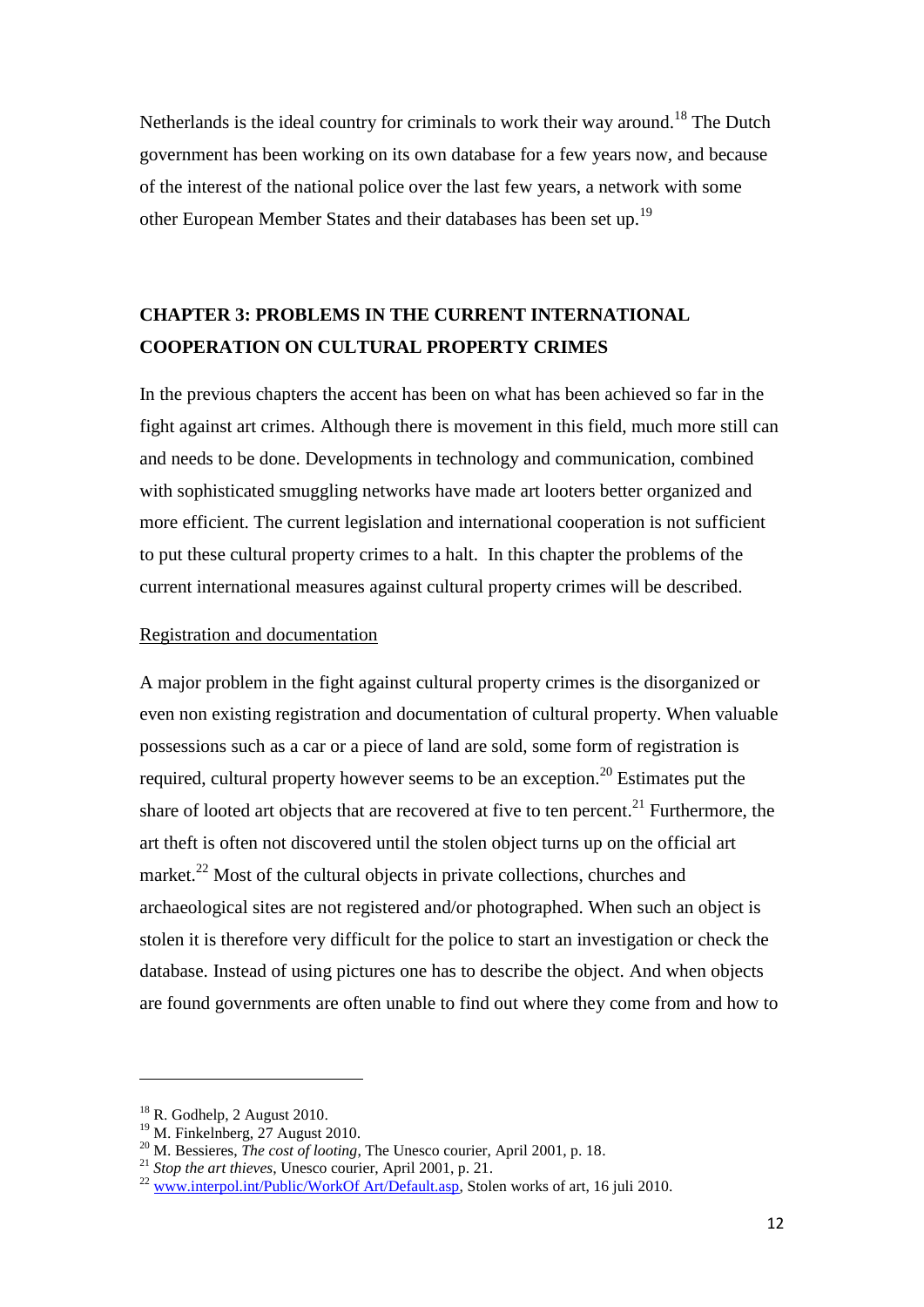Netherlands is the ideal country for criminals to work their way around.[18] The Dutch government has been working on its own database for a few years now, and because of the interest of the national police over the last few years, a network with some other European Member States and their databases has been set up.[19]

## CHAPTER 3: PROBLEMS IN THE CURRENT INTERNATIONAL COOPERATION ON CULTURAL PROPERTY CRIMES

In the previous chapters the accent has been on what has been achieved so far in the fight against art crimes. Although there is movement in this field, much more still can and needs to be done. Developments in technology and communication, combined with sophisticated smuggling networks have made art looters better organized and more efficient. The current legislation and international cooperation is not sufficient to put these cultural property crimes to a halt. In this chapter the problems of the current international measures against cultural property crimes will be described.

### Registration and documentation

A major problem in the fight against cultural property crimes is the disorganized or even non existing registration and documentation of cultural property. When valuable possessions such as a car or a piece of land are sold, some form of registration is required, cultural property however seems to be an exception.[20] Estimates put the share of looted art objects that are recovered at five to ten percent.[21] Furthermore, the art theft is often not discovered until the stolen object turns up on the official art market.[22] Most of the cultural objects in private collections, churches and archaeological sites are not registered and/or photographed. When such an object is stolen it is therefore very difficult for the police to start an investigation or check the database. Instead of using pictures one has to describe the object. And when objects are found governments are often unable to find out where they come from and how to

---

[18] R. Godhelp, 2 August 2010.

[19] M. Finkelnberg, 27 August 2010.

[20] M. Bessieres, *The cost of looting*, The Unesco courier, April 2001, p. 18.

[21] *Stop the art thieves*, Unesco courier, April 2001, p. 21.

[22] www.interpol.int/Public/WorkOf Art/Default.asp, Stolen works of art, 16 juli 2010.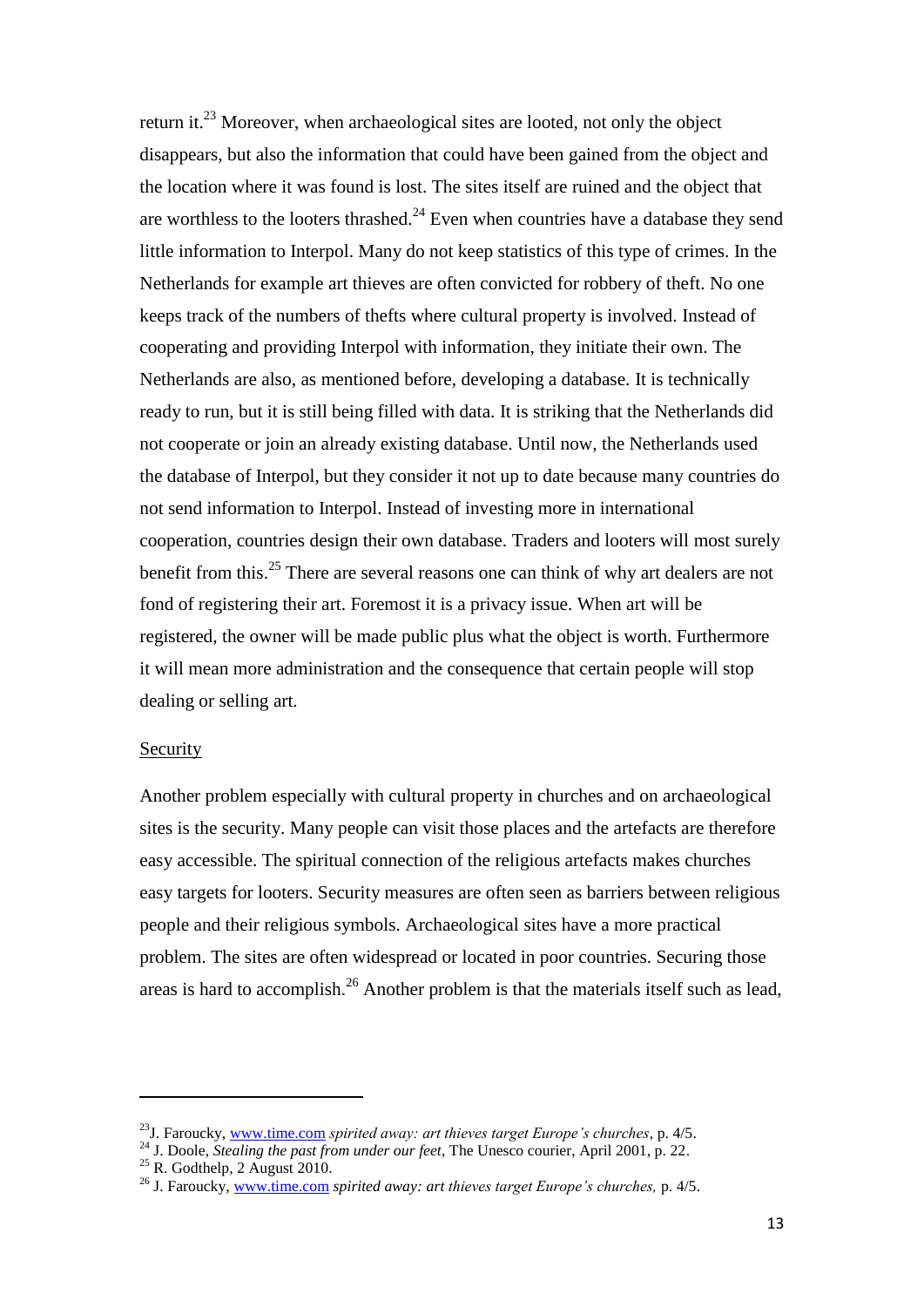return it.[23] Moreover, when archaeological sites are looted, not only the object disappears, but also the information that could have been gained from the object and the location where it was found is lost. The sites itself are ruined and the object that are worthless to the looters thrashed.[24] Even when countries have a database they send little information to Interpol. Many do not keep statistics of this type of crimes. In the Netherlands for example art thieves are often convicted for robbery of theft. No one keeps track of the numbers of thefts where cultural property is involved. Instead of cooperating and providing Interpol with information, they initiate their own. The Netherlands are also, as mentioned before, developing a database. It is technically ready to run, but it is still being filled with data. It is striking that the Netherlands did not cooperate or join an already existing database. Until now, the Netherlands used the database of Interpol, but they consider it not up to date because many countries do not send information to Interpol. Instead of investing more in international cooperation, countries design their own database. Traders and looters will most surely benefit from this.[25] There are several reasons one can think of why art dealers are not fond of registering their art. Foremost it is a privacy issue. When art will be registered, the owner will be made public plus what the object is worth. Furthermore it will mean more administration and the consequence that certain people will stop dealing or selling art.

## Security

Another problem especially with cultural property in churches and on archaeological sites is the security. Many people can visit those places and the artefacts are therefore easy accessible. The spiritual connection of the religious artefacts makes churches easy targets for looters. Security measures are often seen as barriers between religious people and their religious symbols. Archaeological sites have a more practical problem. The sites are often widespread or located in poor countries. Securing those areas is hard to accomplish.[26] Another problem is that the materials itself such as lead,

---

[23] J. Faroucky, www.time.com *spirited away: art thieves target Europe's churches*, p. 4/5.

[24] J. Doole, *Stealing the past from under our feet*, The Unesco courier, April 2001, p. 22.

[25] R. Godthelp, 2 August 2010.

[26] J. Faroucky, www.time.com *spirited away: art thieves target Europe's churches,* p. 4/5.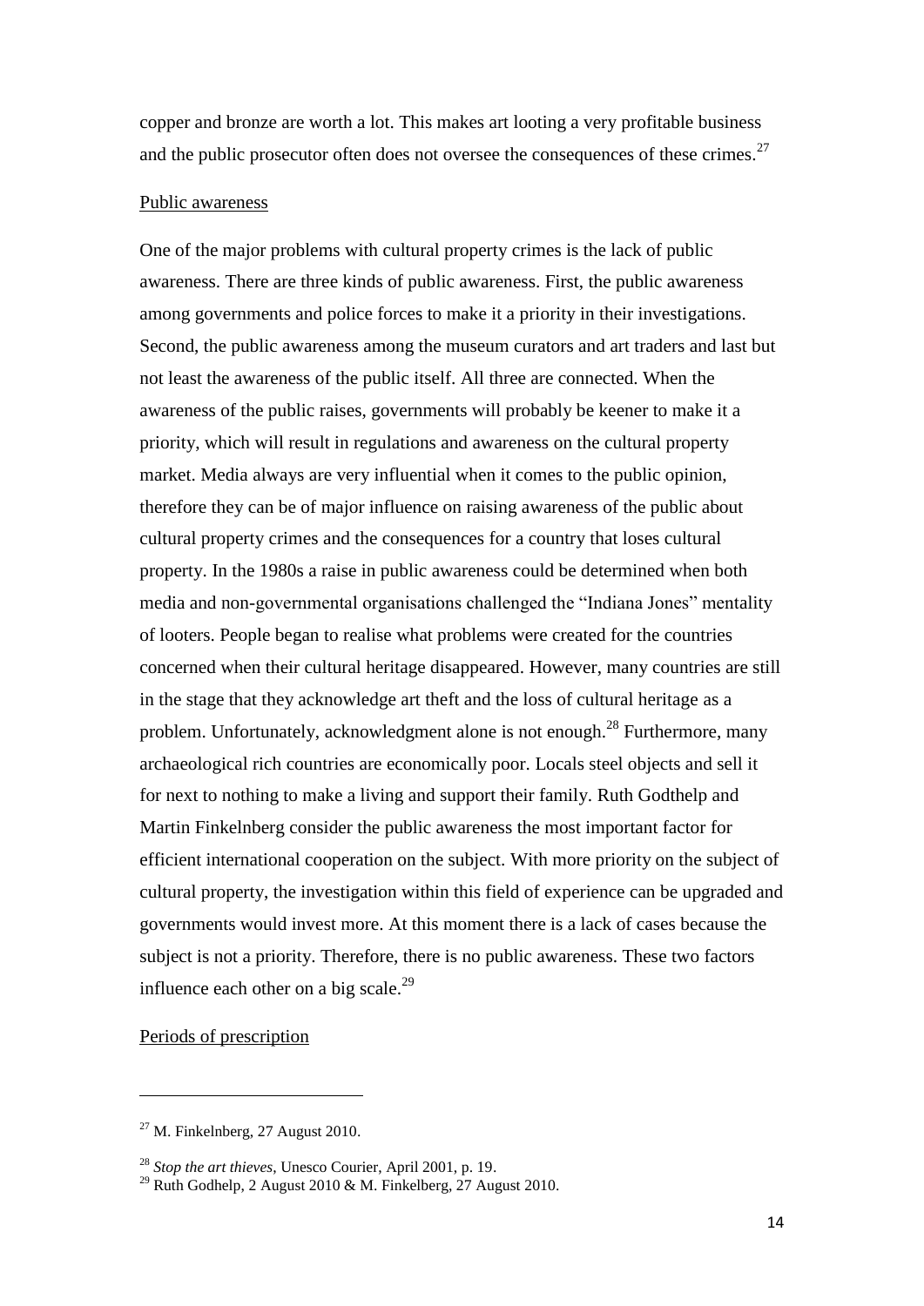copper and bronze are worth a lot. This makes art looting a very profitable business and the public prosecutor often does not oversee the consequences of these crimes.[27]

Public awareness

One of the major problems with cultural property crimes is the lack of public awareness. There are three kinds of public awareness. First, the public awareness among governments and police forces to make it a priority in their investigations. Second, the public awareness among the museum curators and art traders and last but not least the awareness of the public itself. All three are connected. When the awareness of the public raises, governments will probably be keener to make it a priority, which will result in regulations and awareness on the cultural property market. Media always are very influential when it comes to the public opinion, therefore they can be of major influence on raising awareness of the public about cultural property crimes and the consequences for a country that loses cultural property. In the 1980s a raise in public awareness could be determined when both media and non-governmental organisations challenged the "Indiana Jones" mentality of looters. People began to realise what problems were created for the countries concerned when their cultural heritage disappeared. However, many countries are still in the stage that they acknowledge art theft and the loss of cultural heritage as a problem. Unfortunately, acknowledgment alone is not enough.[28] Furthermore, many archaeological rich countries are economically poor. Locals steel objects and sell it for next to nothing to make a living and support their family. Ruth Godthelp and Martin Finkelnberg consider the public awareness the most important factor for efficient international cooperation on the subject. With more priority on the subject of cultural property, the investigation within this field of experience can be upgraded and governments would invest more. At this moment there is a lack of cases because the subject is not a priority. Therefore, there is no public awareness. These two factors influence each other on a big scale.[29]

Periods of prescription

---

[27] M. Finkelnberg, 27 August 2010.

[28] *Stop the art thieves*, Unesco Courier, April 2001, p. 19.

[29] Ruth Godhelp, 2 August 2010 & M. Finkelberg, 27 August 2010.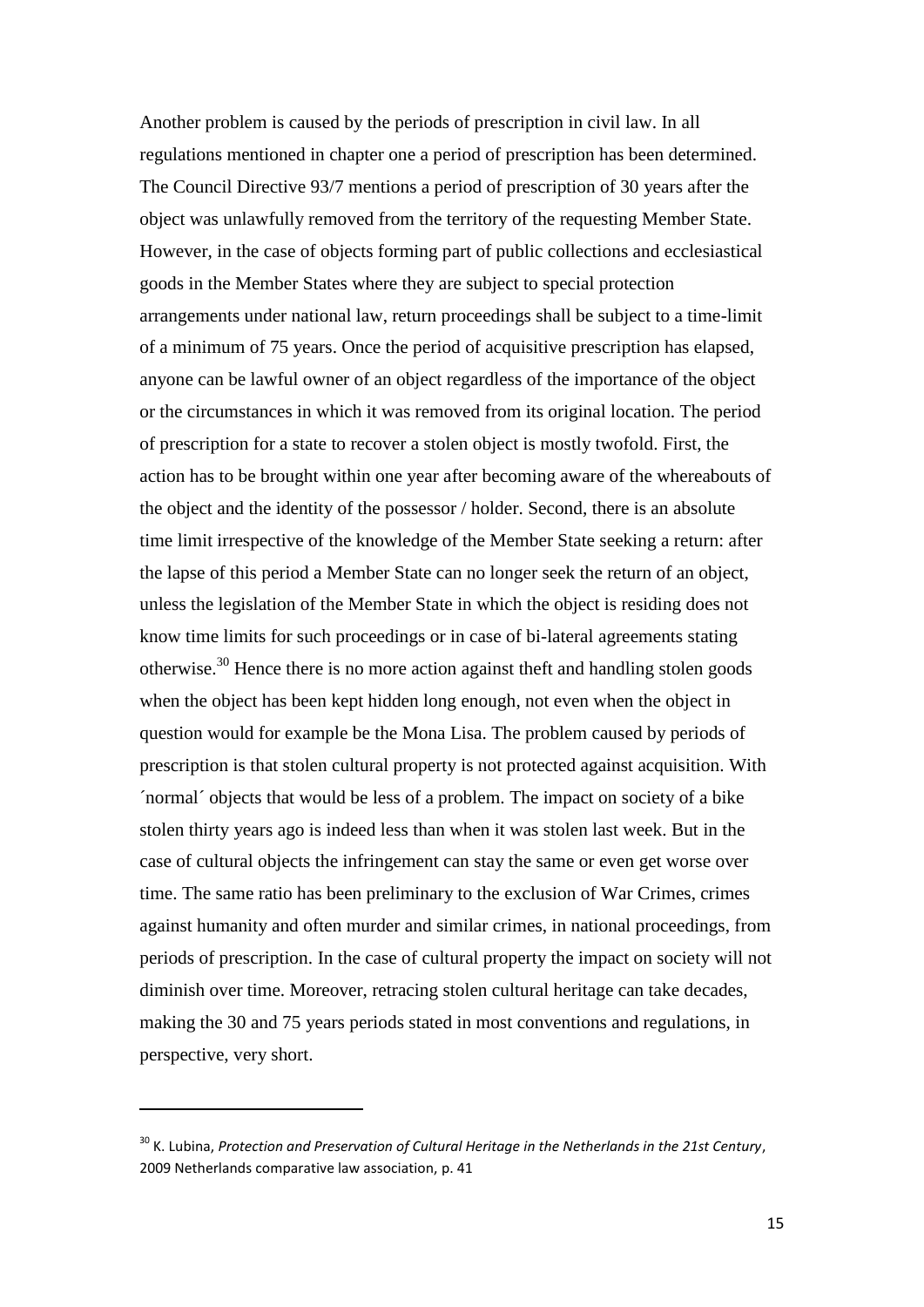Another problem is caused by the periods of prescription in civil law. In all regulations mentioned in chapter one a period of prescription has been determined. The Council Directive 93/7 mentions a period of prescription of 30 years after the object was unlawfully removed from the territory of the requesting Member State. However, in the case of objects forming part of public collections and ecclesiastical goods in the Member States where they are subject to special protection arrangements under national law, return proceedings shall be subject to a time-limit of a minimum of 75 years. Once the period of acquisitive prescription has elapsed, anyone can be lawful owner of an object regardless of the importance of the object or the circumstances in which it was removed from its original location. The period of prescription for a state to recover a stolen object is mostly twofold. First, the action has to be brought within one year after becoming aware of the whereabouts of the object and the identity of the possessor / holder. Second, there is an absolute time limit irrespective of the knowledge of the Member State seeking a return: after the lapse of this period a Member State can no longer seek the return of an object, unless the legislation of the Member State in which the object is residing does not know time limits for such proceedings or in case of bi-lateral agreements stating otherwise.[30] Hence there is no more action against theft and handling stolen goods when the object has been kept hidden long enough, not even when the object in question would for example be the Mona Lisa. The problem caused by periods of prescription is that stolen cultural property is not protected against acquisition. With ´normal´ objects that would be less of a problem. The impact on society of a bike stolen thirty years ago is indeed less than when it was stolen last week. But in the case of cultural objects the infringement can stay the same or even get worse over time. The same ratio has been preliminary to the exclusion of War Crimes, crimes against humanity and often murder and similar crimes, in national proceedings, from periods of prescription. In the case of cultural property the impact on society will not diminish over time. Moreover, retracing stolen cultural heritage can take decades, making the 30 and 75 years periods stated in most conventions and regulations, in perspective, very short.

---

[30] K. Lubina, *Protection and Preservation of Cultural Heritage in the Netherlands in the 21st Century*, 2009 Netherlands comparative law association, p. 41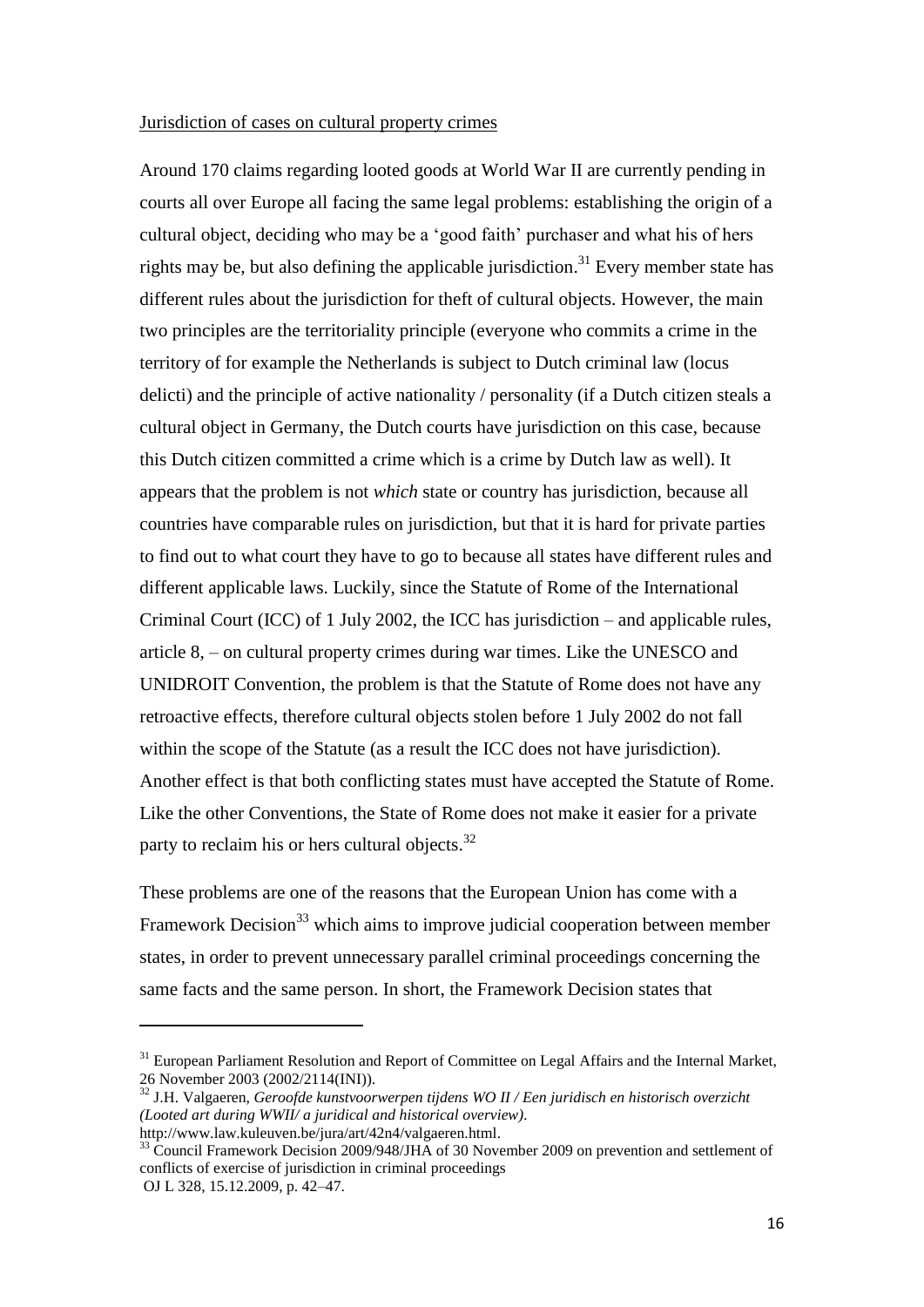Jurisdiction of cases on cultural property crimes

Around 170 claims regarding looted goods at World War II are currently pending in courts all over Europe all facing the same legal problems: establishing the origin of a cultural object, deciding who may be a 'good faith' purchaser and what his of hers rights may be, but also defining the applicable jurisdiction.[31] Every member state has different rules about the jurisdiction for theft of cultural objects. However, the main two principles are the territoriality principle (everyone who commits a crime in the territory of for example the Netherlands is subject to Dutch criminal law (locus delicti) and the principle of active nationality / personality (if a Dutch citizen steals a cultural object in Germany, the Dutch courts have jurisdiction on this case, because this Dutch citizen committed a crime which is a crime by Dutch law as well). It appears that the problem is not *which* state or country has jurisdiction, because all countries have comparable rules on jurisdiction, but that it is hard for private parties to find out to what court they have to go to because all states have different rules and different applicable laws. Luckily, since the Statute of Rome of the International Criminal Court (ICC) of 1 July 2002, the ICC has jurisdiction – and applicable rules, article 8, – on cultural property crimes during war times. Like the UNESCO and UNIDROIT Convention, the problem is that the Statute of Rome does not have any retroactive effects, therefore cultural objects stolen before 1 July 2002 do not fall within the scope of the Statute (as a result the ICC does not have jurisdiction). Another effect is that both conflicting states must have accepted the Statute of Rome. Like the other Conventions, the State of Rome does not make it easier for a private party to reclaim his or hers cultural objects.[32]

These problems are one of the reasons that the European Union has come with a Framework Decision[33] which aims to improve judicial cooperation between member states, in order to prevent unnecessary parallel criminal proceedings concerning the same facts and the same person. In short, the Framework Decision states that

---

[31] European Parliament Resolution and Report of Committee on Legal Affairs and the Internal Market, 26 November 2003 (2002/2114(INI)).

[32] J.H. Valgaeren, *Geroofde kunstvoorwerpen tijdens WO II / Een juridisch en historisch overzicht (Looted art during WWII/ a juridical and historical overview)*. http://www.law.kuleuven.be/jura/art/42n4/valgaeren.html.

[33] Council Framework Decision 2009/948/JHA of 30 November 2009 on prevention and settlement of conflicts of exercise of jurisdiction in criminal proceedings OJ L 328, 15.12.2009, p. 42–47.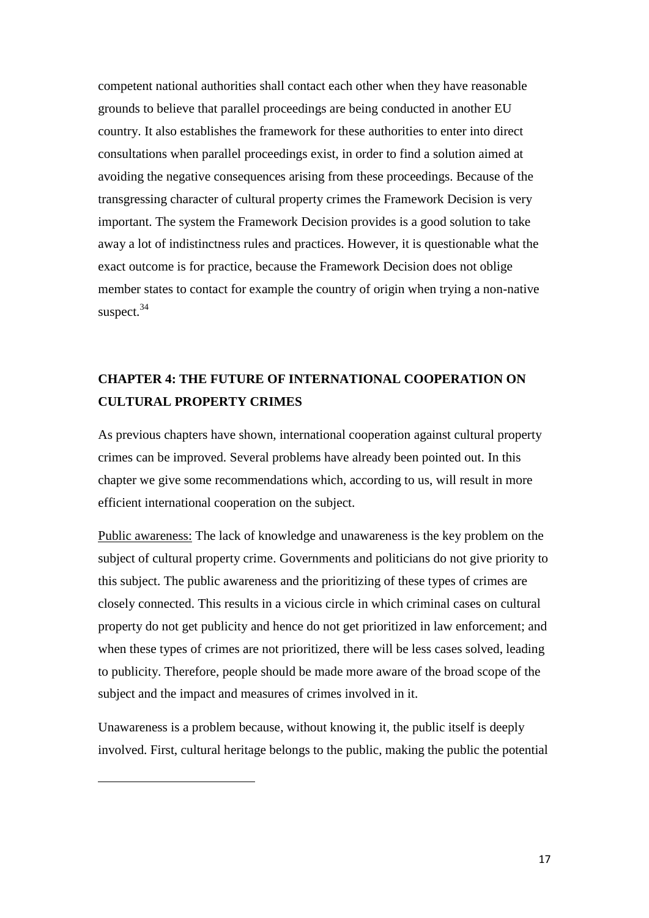competent national authorities shall contact each other when they have reasonable grounds to believe that parallel proceedings are being conducted in another EU country. It also establishes the framework for these authorities to enter into direct consultations when parallel proceedings exist, in order to find a solution aimed at avoiding the negative consequences arising from these proceedings. Because of the transgressing character of cultural property crimes the Framework Decision is very important. The system the Framework Decision provides is a good solution to take away a lot of indistinctness rules and practices. However, it is questionable what the exact outcome is for practice, because the Framework Decision does not oblige member states to contact for example the country of origin when trying a non-native suspect.[34]

## CHAPTER 4: THE FUTURE OF INTERNATIONAL COOPERATION ON CULTURAL PROPERTY CRIMES

As previous chapters have shown, international cooperation against cultural property crimes can be improved. Several problems have already been pointed out. In this chapter we give some recommendations which, according to us, will result in more efficient international cooperation on the subject.

Public awareness: The lack of knowledge and unawareness is the key problem on the subject of cultural property crime. Governments and politicians do not give priority to this subject. The public awareness and the prioritizing of these types of crimes are closely connected. This results in a vicious circle in which criminal cases on cultural property do not get publicity and hence do not get prioritized in law enforcement; and when these types of crimes are not prioritized, there will be less cases solved, leading to publicity. Therefore, people should be made more aware of the broad scope of the subject and the impact and measures of crimes involved in it.

Unawareness is a problem because, without knowing it, the public itself is deeply involved. First, cultural heritage belongs to the public, making the public the potential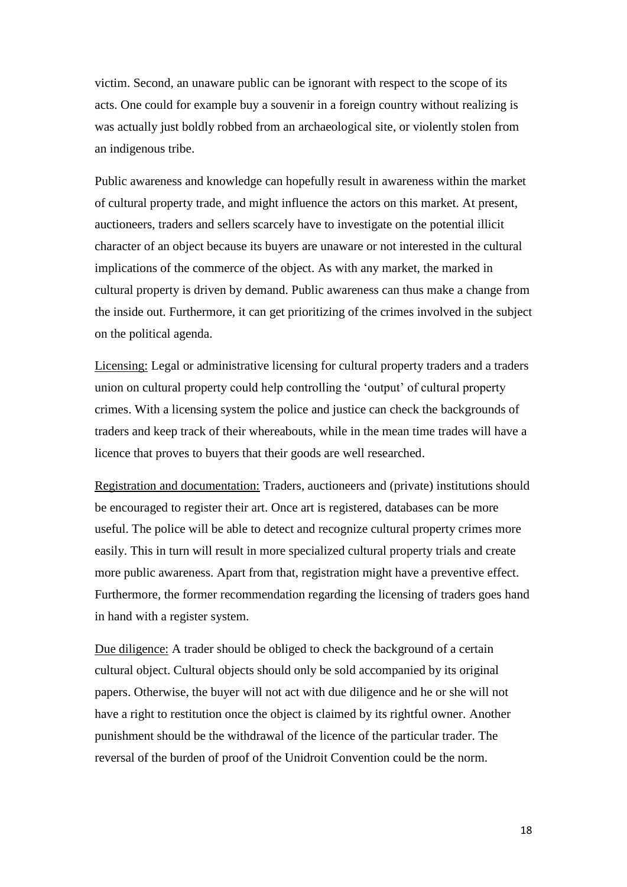victim. Second, an unaware public can be ignorant with respect to the scope of its acts. One could for example buy a souvenir in a foreign country without realizing is was actually just boldly robbed from an archaeological site, or violently stolen from an indigenous tribe.

Public awareness and knowledge can hopefully result in awareness within the market of cultural property trade, and might influence the actors on this market. At present, auctioneers, traders and sellers scarcely have to investigate on the potential illicit character of an object because its buyers are unaware or not interested in the cultural implications of the commerce of the object. As with any market, the marked in cultural property is driven by demand. Public awareness can thus make a change from the inside out. Furthermore, it can get prioritizing of the crimes involved in the subject on the political agenda.

<u>Licensing:</u> Legal or administrative licensing for cultural property traders and a traders union on cultural property could help controlling the 'output' of cultural property crimes. With a licensing system the police and justice can check the backgrounds of traders and keep track of their whereabouts, while in the mean time trades will have a licence that proves to buyers that their goods are well researched.

<u>Registration and documentation:</u> Traders, auctioneers and (private) institutions should be encouraged to register their art. Once art is registered, databases can be more useful. The police will be able to detect and recognize cultural property crimes more easily. This in turn will result in more specialized cultural property trials and create more public awareness. Apart from that, registration might have a preventive effect. Furthermore, the former recommendation regarding the licensing of traders goes hand in hand with a register system.

<u>Due diligence:</u> A trader should be obliged to check the background of a certain cultural object. Cultural objects should only be sold accompanied by its original papers. Otherwise, the buyer will not act with due diligence and he or she will not have a right to restitution once the object is claimed by its rightful owner. Another punishment should be the withdrawal of the licence of the particular trader. The reversal of the burden of proof of the Unidroit Convention could be the norm.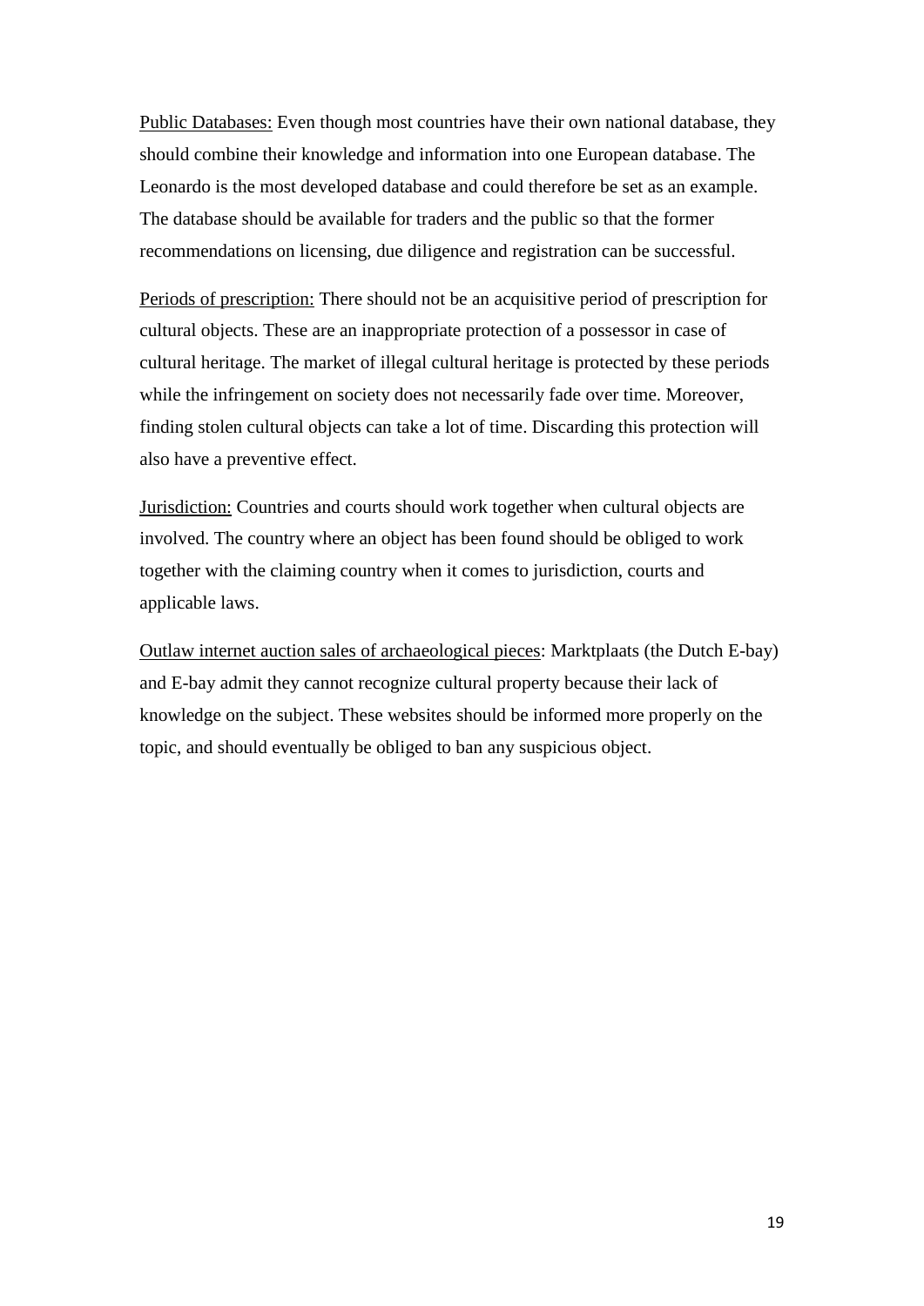<u>Public Databases:</u> Even though most countries have their own national database, they should combine their knowledge and information into one European database. The Leonardo is the most developed database and could therefore be set as an example. The database should be available for traders and the public so that the former recommendations on licensing, due diligence and registration can be successful.

<u>Periods of prescription:</u> There should not be an acquisitive period of prescription for cultural objects. These are an inappropriate protection of a possessor in case of cultural heritage. The market of illegal cultural heritage is protected by these periods while the infringement on society does not necessarily fade over time. Moreover, finding stolen cultural objects can take a lot of time. Discarding this protection will also have a preventive effect.

<u>Jurisdiction:</u> Countries and courts should work together when cultural objects are involved. The country where an object has been found should be obliged to work together with the claiming country when it comes to jurisdiction, courts and applicable laws.

<u>Outlaw internet auction sales of archaeological pieces</u>: Marktplaats (the Dutch E-bay) and E-bay admit they cannot recognize cultural property because their lack of knowledge on the subject. These websites should be informed more properly on the topic, and should eventually be obliged to ban any suspicious object.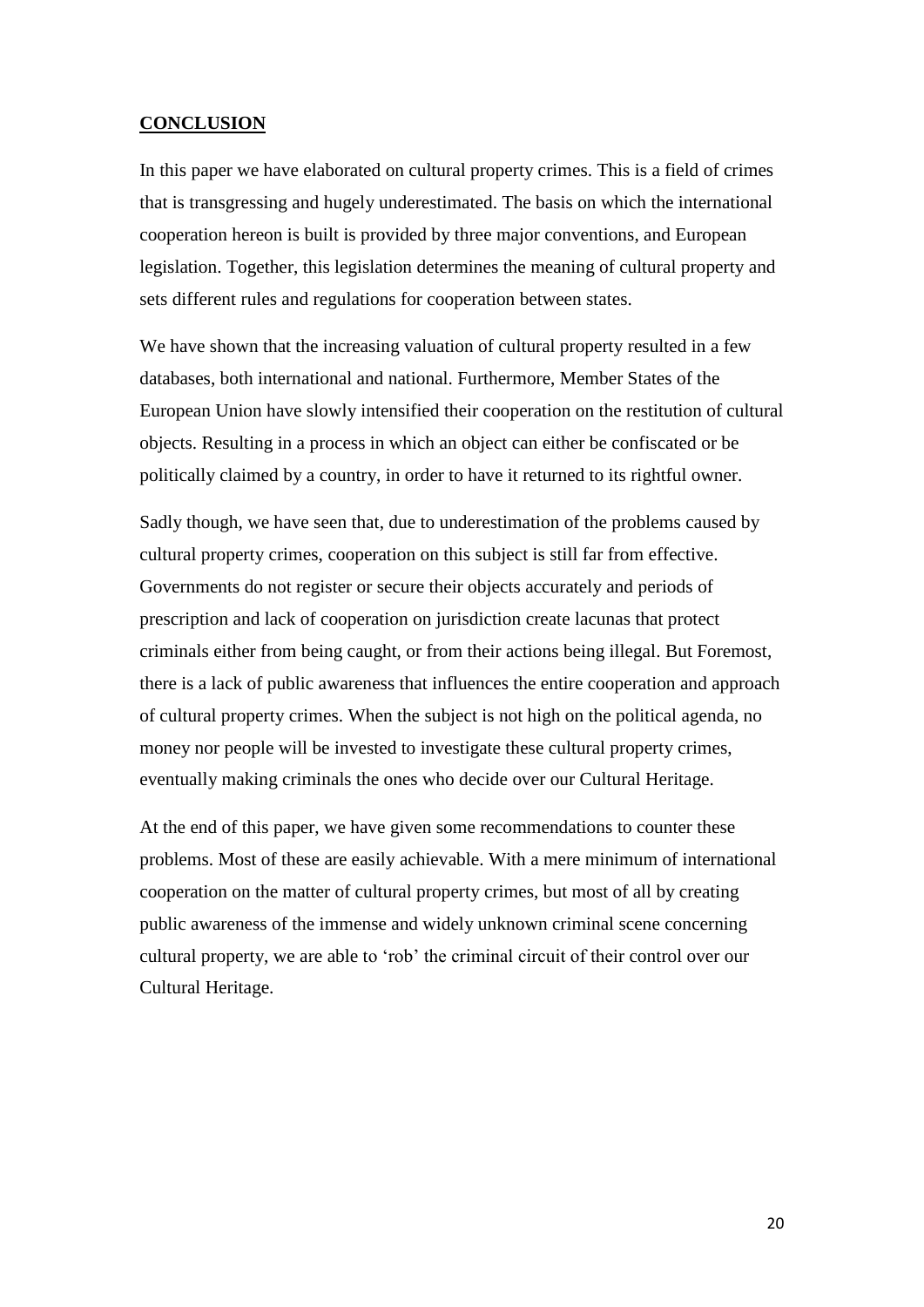## CONCLUSION

In this paper we have elaborated on cultural property crimes. This is a field of crimes that is transgressing and hugely underestimated. The basis on which the international cooperation hereon is built is provided by three major conventions, and European legislation. Together, this legislation determines the meaning of cultural property and sets different rules and regulations for cooperation between states.

We have shown that the increasing valuation of cultural property resulted in a few databases, both international and national. Furthermore, Member States of the European Union have slowly intensified their cooperation on the restitution of cultural objects. Resulting in a process in which an object can either be confiscated or be politically claimed by a country, in order to have it returned to its rightful owner.

Sadly though, we have seen that, due to underestimation of the problems caused by cultural property crimes, cooperation on this subject is still far from effective. Governments do not register or secure their objects accurately and periods of prescription and lack of cooperation on jurisdiction create lacunas that protect criminals either from being caught, or from their actions being illegal. But Foremost, there is a lack of public awareness that influences the entire cooperation and approach of cultural property crimes. When the subject is not high on the political agenda, no money nor people will be invested to investigate these cultural property crimes, eventually making criminals the ones who decide over our Cultural Heritage.

At the end of this paper, we have given some recommendations to counter these problems. Most of these are easily achievable. With a mere minimum of international cooperation on the matter of cultural property crimes, but most of all by creating public awareness of the immense and widely unknown criminal scene concerning cultural property, we are able to 'rob' the criminal circuit of their control over our Cultural Heritage.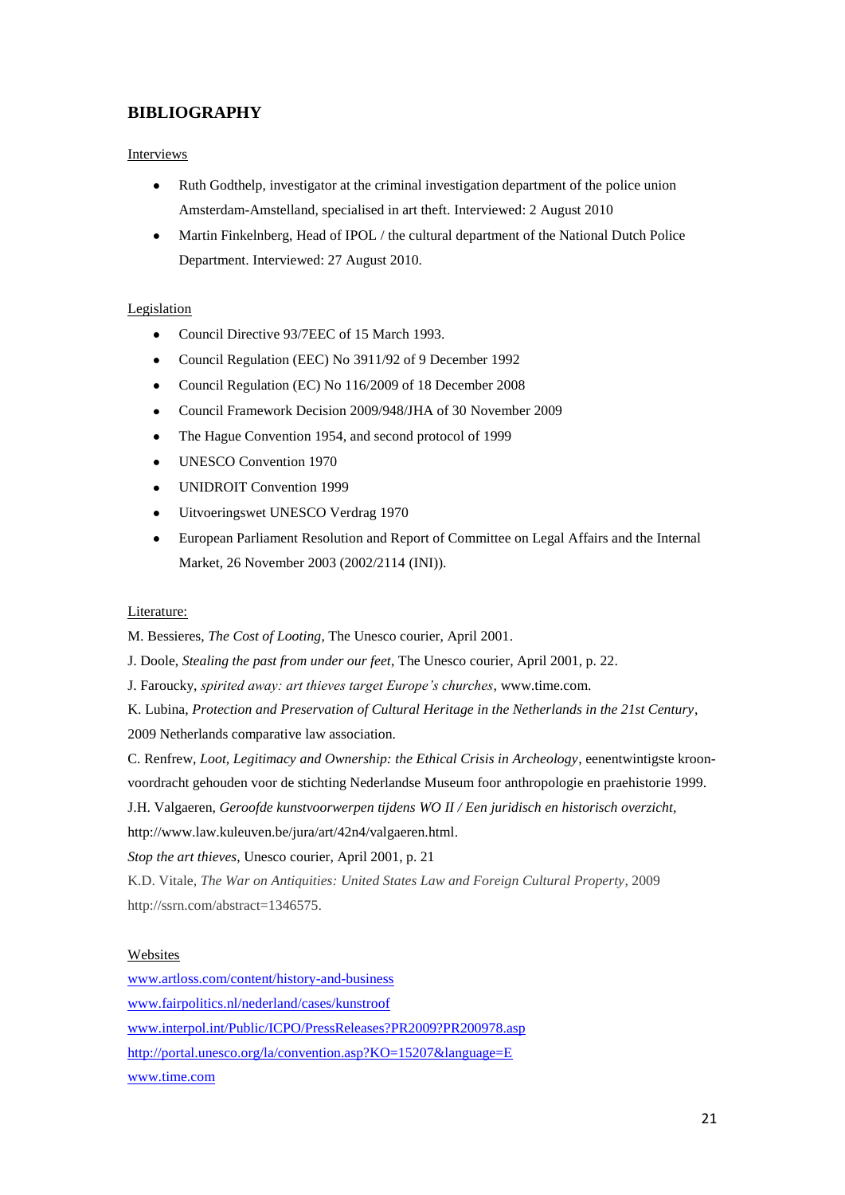## BIBLIOGRAPHY

Interviews

- Ruth Godthelp, investigator at the criminal investigation department of the police union Amsterdam-Amstelland, specialised in art theft. Interviewed: 2 August 2010
- Martin Finkelnberg, Head of IPOL / the cultural department of the National Dutch Police Department. Interviewed: 27 August 2010.

Legislation

- Council Directive 93/7EEC of 15 March 1993.
- Council Regulation (EEC) No 3911/92 of 9 December 1992
- Council Regulation (EC) No 116/2009 of 18 December 2008
- Council Framework Decision 2009/948/JHA of 30 November 2009
- The Hague Convention 1954, and second protocol of 1999
- UNESCO Convention 1970
- UNIDROIT Convention 1999
- Uitvoeringswet UNESCO Verdrag 1970
- European Parliament Resolution and Report of Committee on Legal Affairs and the Internal Market, 26 November 2003 (2002/2114 (INI)).

Literature:

M. Bessieres, *The Cost of Looting*, The Unesco courier, April 2001.

J. Doole, *Stealing the past from under our feet*, The Unesco courier, April 2001, p. 22.

J. Faroucky, *spirited away: art thieves target Europe's churches*, www.time.com.

K. Lubina, *Protection and Preservation of Cultural Heritage in the Netherlands in the 21st Century*, 2009 Netherlands comparative law association.

C. Renfrew, *Loot, Legitimacy and Ownership: the Ethical Crisis in Archeology*, eenentwintigste kroon-voordracht gehouden voor de stichting Nederlandse Museum foor anthropologie en praehistorie 1999.

J.H. Valgaeren, *Geroofde kunstvoorwerpen tijdens WO II / Een juridisch en historisch overzicht*, http://www.law.kuleuven.be/jura/art/42n4/valgaeren.html.

*Stop the art thieves*, Unesco courier, April 2001, p. 21

K.D. Vitale, *The War on Antiquities: United States Law and Foreign Cultural Property*, 2009 http://ssrn.com/abstract=1346575.

Websites

www.artloss.com/content/history-and-business

www.fairpolitics.nl/nederland/cases/kunstroof

www.interpol.int/Public/ICPO/PressReleases?PR2009?PR200978.asp

http://portal.unesco.org/la/convention.asp?KO=15207&language=E

www.time.com